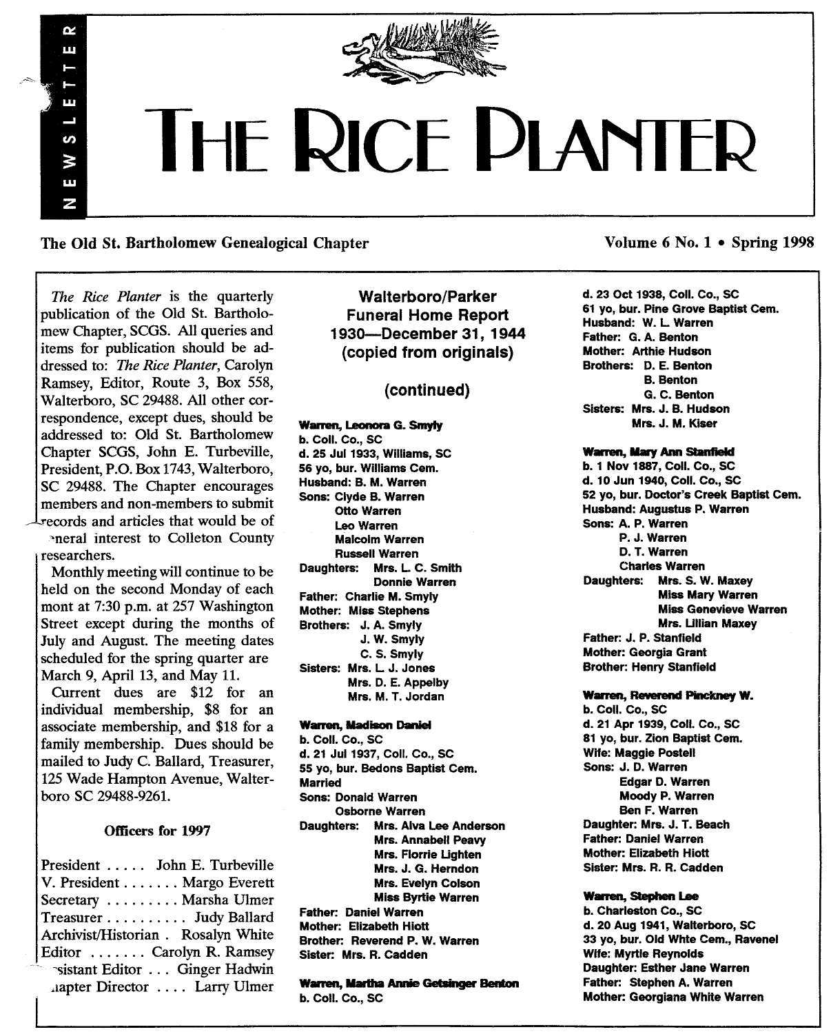# THE RICE PLANTER

NEWSLETTER

The Old St. Bartholomew Genealogical Chapter — Volume 6 No. 1 • Spring 1998

*The Rice Planter* is the quarterly publication of the Old St. Bartholomew Chapter, SCGS. All queries and items for publication should be addressed to: *The Rice Planter*, Carolyn Ramsey, Editor, Route 3, Box 558, Walterboro, SC 29488. All other correspondence, except dues, should be addressed to: Old St. Bartholomew Chapter SCGS, John E. Turbeville, President, P.O. Box 1743, Walterboro, SC 29488. The Chapter encourages members and non-members to submit records and articles that would be of general interest to Colleton County researchers.

Monthly meeting will continue to be held on the second Monday of each mont at 7:30 p.m. at 257 Washington Street except during the months of July and August. The meeting dates scheduled for the spring quarter are March 9, April 13, and May 11.

Current dues are $12 for an individual membership, $8 for an associate membership, and $18 for a family membership. Dues should be mailed to Judy C. Ballard, Treasurer, 125 Wade Hampton Avenue, Walterboro SC 29488-9261.

### Officers for 1997

President ..... John E. Turbeville
V. President ....... Margo Everett
Secretary ......... Marsha Ulmer
Treasurer .......... Judy Ballard
Archivist/Historian . Rosalyn White
Editor ....... Carolyn R. Ramsey
Assistant Editor ... Ginger Hadwin
Chapter Director .... Larry Ulmer

## Walterboro/Parker Funeral Home Report 1930—December 31, 1944 (copied from originals)

### (continued)

**Warren, Leonora G. Smyly**
b. Coll. Co., SC
d. 25 Jul 1933, Williams, SC
56 yo, bur. Williams Cem.
Husband: B. M. Warren
Sons: Clyde B. Warren
Otto Warren
Leo Warren
Malcolm Warren
Russell Warren
Daughters: Mrs. L. C. Smith
Donnie Warren
Father: Charlie M. Smyly
Mother: Miss Stephens
Brothers: J. A. Smyly
J. W. Smyly
C. S. Smyly
Sisters: Mrs. L. J. Jones
Mrs. D. E. Appelby
Mrs. M. T. Jordan

**Warren, Madison Daniel**
b. Coll. Co., SC
d. 21 Jul 1937, Coll. Co., SC
55 yo, bur. Bedons Baptist Cem.
Married
Sons: Donald Warren
Osborne Warren
Daughters: Mrs. Alva Lee Anderson
Mrs. Annabell Peavy
Mrs. Florrie Lighten
Mrs. J. G. Herndon
Mrs. Evelyn Colson
Miss Byrtie Warren
Father: Daniel Warren
Mother: Elizabeth Hiott
Brother: Reverend P. W. Warren
Sister: Mrs. R. Cadden

**Warren, Martha Annie Getsinger Benton**
b. Coll. Co., SC
d. 23 Oct 1938, Coll. Co., SC
61 yo, bur. Pine Grove Baptist Cem.
Husband: W. L. Warren
Father: G. A. Benton
Mother: Arthie Hudson
Brothers: D. E. Benton
B. Benton
G. C. Benton
Sisters: Mrs. J. B. Hudson
Mrs. J. M. Kiser

**Warren, Mary Ann Stanfield**
b. 1 Nov 1887, Coll. Co., SC
d. 10 Jun 1940, Coll. Co., SC
52 yo, bur. Doctor's Creek Baptist Cem.
Husband: Augustus P. Warren
Sons: A. P. Warren
P. J. Warren
D. T. Warren
Charles Warren
Daughters: Mrs. S. W. Maxey
Miss Mary Warren
Miss Genevieve Warren
Mrs. Lillian Maxey
Father: J. P. Stanfield
Mother: Georgia Grant
Brother: Henry Stanfield

**Warren, Reverend Pinckney W.**
b. Coll. Co., SC
d. 21 Apr 1939, Coll. Co., SC
81 yo, bur. Zion Baptist Cem.
Wife: Maggie Postell
Sons: J. D. Warren
Edgar D. Warren
Moody P. Warren
Ben F. Warren
Daughter: Mrs. J. T. Beach
Father: Daniel Warren
Mother: Elizabeth Hiott
Sister: Mrs. R. R. Cadden

**Warren, Stephen Lee**
b. Charleston Co., SC
d. 20 Aug 1941, Walterboro, SC
33 yo, bur. Old Whte Cem., Ravenel
Wife: Myrtle Reynolds
Daughter: Esther Jane Warren
Father: Stephen A. Warren
Mother: Georgiana White Warren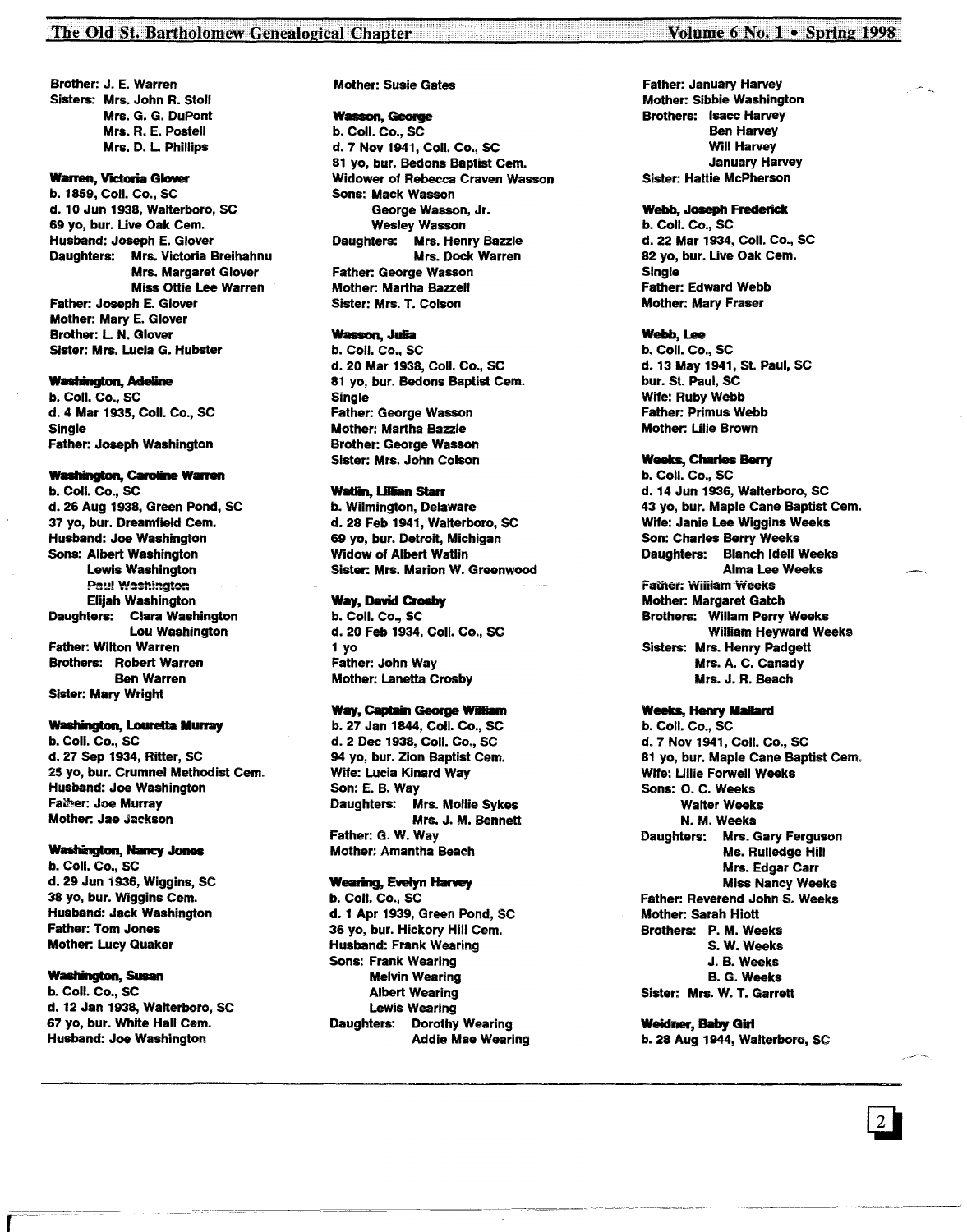Brother: J. E. Warren
Sisters: Mrs. John R. Stoll
Mrs. G. G. DuPont
Mrs. R. E. Postell
Mrs. D. L. Phillips

**Warren, Victoria Glover**
b. 1859, Coll. Co., SC
d. 10 Jun 1938, Walterboro, SC
69 yo, bur. Live Oak Cem.
Husband: Joseph E. Glover
Daughters: Mrs. Victoria Breihahnu
Mrs. Margaret Glover
Miss Ottie Lee Warren
Father: Joseph E. Glover
Mother: Mary E. Glover
Brother: L. N. Glover
Sister: Mrs. Lucia G. Hubster

**Washington, Adeline**
b. Coll. Co., SC
d. 4 Mar 1935, Coll. Co., SC
Single
Father: Joseph Washington

**Washington, Caroline Warren**
b. Coll. Co., SC
d. 26 Aug 1938, Green Pond, SC
37 yo, bur. Dreamfield Cem.
Husband: Joe Washington
Sons: Albert Washington
Lewis Washington
Paul Washington
Elijah Washington
Daughters: Clara Washington
Lou Washington
Father: Wilton Warren
Brothers: Robert Warren
Ben Warren
Sister: Mary Wright

**Washington, Louretta Murray**
b. Coll. Co., SC
d. 27 Sep 1934, Ritter, SC
25 yo, bur. Crumnel Methodist Cem.
Husband: Joe Washington
Father: Joe Murray
Mother: Jae Jackson

**Washington, Nancy Jones**
b. Coll. Co., SC
d. 29 Jun 1936, Wiggins, SC
38 yo, bur. Wiggins Cem.
Husband: Jack Washington
Father: Tom Jones
Mother: Lucy Quaker

**Washington, Susan**
b. Coll. Co., SC
d. 12 Jan 1938, Walterboro, SC
67 yo, bur. White Hall Cem.
Husband: Joe Washington
Mother: Susie Gates

**Wasson, George**
b. Coll. Co., SC
d. 7 Nov 1941, Coll. Co., SC
81 yo, bur. Bedons Baptist Cem.
Widower of Rebecca Craven Wasson
Sons: Mack Wasson
George Wasson, Jr.
Wesley Wasson
Daughters: Mrs. Henry Bazzle
Mrs. Dock Warren
Father: George Wasson
Mother: Martha Bazzell
Sister: Mrs. T. Colson

**Wasson, Julia**
b. Coll. Co., SC
d. 20 Mar 1938, Coll. Co., SC
81 yo, bur. Bedons Baptist Cem.
Single
Father: George Wasson
Mother: Martha Bazzle
Brother: George Wasson
Sister: Mrs. John Colson

**Watlin, Lillian Starr**
b. Wilmington, Delaware
d. 28 Feb 1941, Walterboro, SC
69 yo, bur. Detroit, Michigan
Widow of Albert Watlin
Sister: Mrs. Marion W. Greenwood

**Way, David Crosby**
b. Coll. Co., SC
d. 20 Feb 1934, Coll. Co., SC
1 yo
Father: John Way
Mother: Lanetta Crosby

**Way, Captain George William**
b. 27 Jan 1844, Coll. Co., SC
d. 2 Dec 1938, Coll. Co., SC
94 yo, bur. Zion Baptist Cem.
Wife: Lucia Kinard Way
Son: E. B. Way
Daughters: Mrs. Mollie Sykes
Mrs. J. M. Bennett
Father: G. W. Way
Mother: Amantha Beach

**Wearing, Evelyn Harvey**
b. Coll. Co., SC
d. 1 Apr 1939, Green Pond, SC
36 yo, bur. Hickory Hill Cem.
Husband: Frank Wearing
Sons: Frank Wearing
Melvin Wearing
Albert Wearing
Lewis Wearing
Daughters: Dorothy Wearing
Addie Mae Wearing
Father: January Harvey
Mother: Sibbie Washington
Brothers: Isacc Harvey
Ben Harvey
Will Harvey
January Harvey
Sister: Hattie McPherson

**Webb, Joseph Frederick**
b. Coll. Co., SC
d. 22 Mar 1934, Coll. Co., SC
82 yo, bur. Live Oak Cem.
Single
Father: Edward Webb
Mother: Mary Fraser

**Webb, Lee**
b. Coll. Co., SC
d. 13 May 1941, St. Paul, SC
bur. St. Paul, SC
Wife: Ruby Webb
Father: Primus Webb
Mother: Lilie Brown

**Weeks, Charles Berry**
b. Coll. Co., SC
d. 14 Jun 1936, Walterboro, SC
43 yo, bur. Maple Cane Baptist Cem.
Wife: Janie Lee Wiggins Weeks
Son: Charles Berry Weeks
Daughters: Blanch Idell Weeks
Alma Lee Weeks
Father: William Weeks
Mother: Margaret Gatch
Brothers: William Perry Weeks
William Heyward Weeks
Sisters: Mrs. Henry Padgett
Mrs. A. C. Canady
Mrs. J. R. Beach

**Weeks, Henry Mallard**
b. Coll. Co., SC
d. 7 Nov 1941, Coll. Co., SC
81 yo, bur. Maple Cane Baptist Cem.
Wife: Lillie Forwell Weeks
Sons: O. C. Weeks
Walter Weeks
N. M. Weeks
Daughters: Mrs. Gary Ferguson
Ms. Rulledge Hill
Mrs. Edgar Carr
Miss Nancy Weeks
Father: Reverend John S. Weeks
Mother: Sarah Hiott
Brothers: P. M. Weeks
S. W. Weeks
J. B. Weeks
B. G. Weeks
Sister: Mrs. W. T. Garrett

**Weidner, Baby Girl**
b. 28 Aug 1944, Walterboro, SC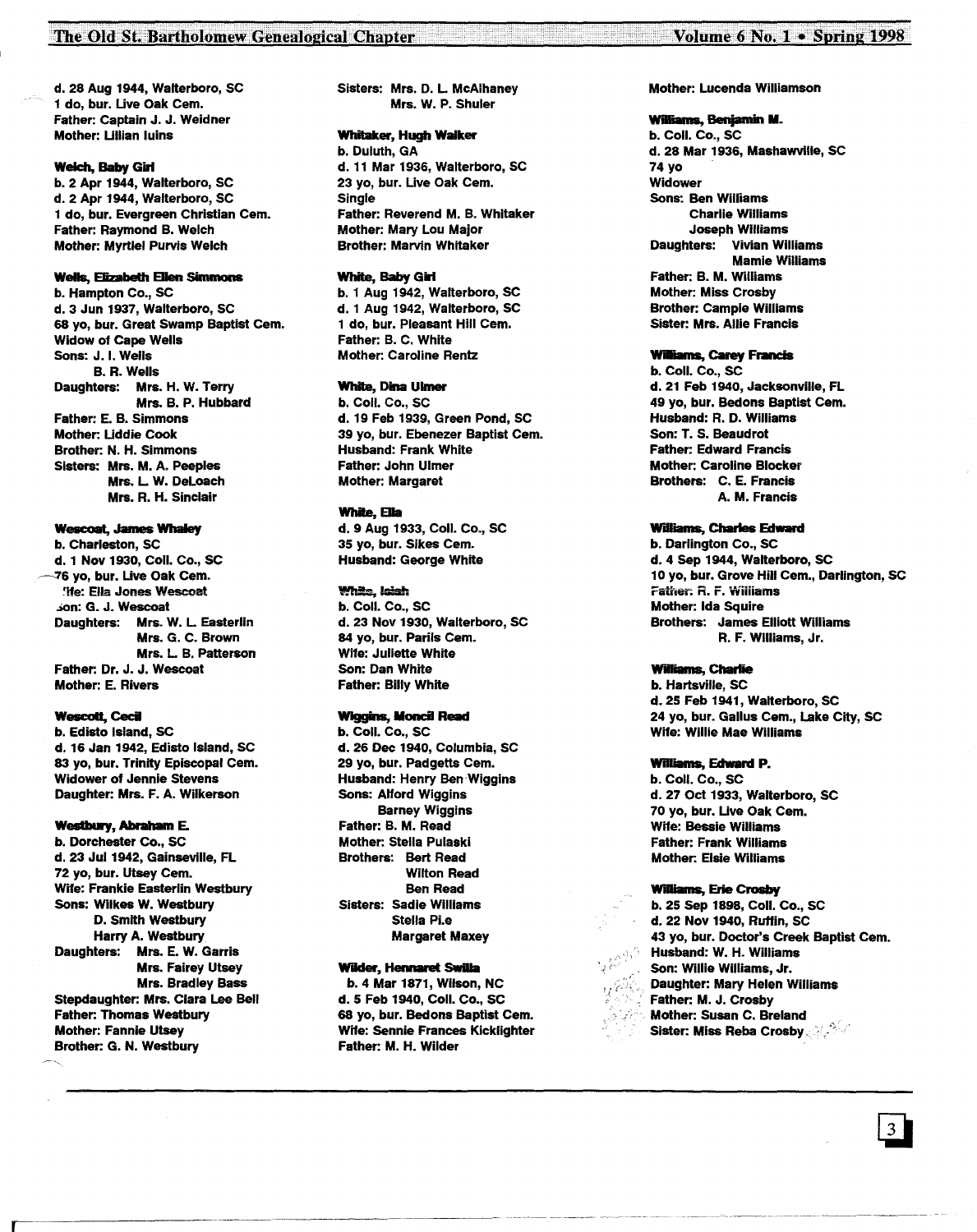d. 28 Aug 1944, Walterboro, SC
1 do, bur. Live Oak Cem.
Father: Captain J. J. Weidner
Mother: Lillian Iuins

**Welch, Baby Girl**
b. 2 Apr 1944, Walterboro, SC
d. 2 Apr 1944, Walterboro, SC
1 do, bur. Evergreen Christian Cem.
Father: Raymond B. Welch
Mother: Myrtlel Purvis Welch

**Wells, Elizabeth Ellen Simmons**
b. Hampton Co., SC
d. 3 Jun 1937, Walterboro, SC
68 yo, bur. Great Swamp Baptist Cem.
Widow of Cape Wells
Sons: J. I. Wells
B. R. Wells
Daughters: Mrs. H. W. Terry
Mrs. B. P. Hubbard
Father: E. B. Simmons
Mother: Liddie Cook
Brother: N. H. Simmons
Sisters: Mrs. M. A. Peeples
Mrs. L. W. DeLoach
Mrs. R. H. Sinclair

**Wescoat, James Whaley**
b. Charleston, SC
d. 1 Nov 1930, Coll. Co., SC
76 yo, bur. Live Oak Cem.
Wife: Ella Jones Wescoat
Son: G. J. Wescoat
Daughters: Mrs. W. L. Easterlin
Mrs. G. C. Brown
Mrs. L. B. Patterson
Father: Dr. J. J. Wescoat
Mother: E. Rivers

**Wescott, Cecil**
b. Edisto Island, SC
d. 16 Jan 1942, Edisto Island, SC
83 yo, bur. Trinity Episcopal Cem.
Widower of Jennie Stevens
Daughter: Mrs. F. A. Wilkerson

**Westbury, Abraham E.**
b. Dorchester Co., SC
d. 23 Jul 1942, Gainseville, FL
72 yo, bur. Utsey Cem.
Wife: Frankie Easterlin Westbury
Sons: Wilkes W. Westbury
D. Smith Westbury
Harry A. Westbury
Daughters: Mrs. E. W. Garris
Mrs. Fairey Utsey
Mrs. Bradley Bass
Stepdaughter: Mrs. Clara Lee Bell
Father: Thomas Westbury
Mother: Fannie Utsey
Brother: G. N. Westbury

Sisters: Mrs. D. L. McAlhaney
Mrs. W. P. Shuler

**Whitaker, Hugh Walker**
b. Duluth, GA
d. 11 Mar 1936, Walterboro, SC
23 yo, bur. Live Oak Cem.
Single
Father: Reverend M. B. Whitaker
Mother: Mary Lou Major
Brother: Marvin Whitaker

**White, Baby Girl**
b. 1 Aug 1942, Walterboro, SC
d. 1 Aug 1942, Walterboro, SC
1 do, bur. Pleasant Hill Cem.
Father: B. C. White
Mother: Caroline Rentz

**White, Dina Ulmer**
b. Coll. Co., SC
d. 19 Feb 1939, Green Pond, SC
39 yo, bur. Ebenezer Baptist Cem.
Husband: Frank White
Father: John Ulmer
Mother: Margaret

**White, Ella**
d. 9 Aug 1933, Coll. Co., SC
35 yo, bur. Sikes Cem.
Husband: George White

**White, Isiah**
b. Coll. Co., SC
d. 23 Nov 1930, Walterboro, SC
84 yo, bur. Parils Cem.
Wife: Juliette White
Son: Dan White
Father: Billy White

**Wiggins, Moncil Read**
b. Coll. Co., SC
d. 26 Dec 1940, Columbia, SC
29 yo, bur. Padgetts Cem.
Husband: Henry Ben Wiggins
Sons: Alford Wiggins
Barney Wiggins
Father: B. M. Read
Mother: Stella Pulaski
Brothers: Bert Read
Wilton Read
Ben Read
Sisters: Sadie Williams
Stella Pi.e
Margaret Maxey

**Wilder, Hennaret Swilla**
b. 4 Mar 1871, Wilson, NC
d. 5 Feb 1940, Coll. Co., SC
68 yo, bur. Bedons Baptist Cem.
Wife: Sennie Frances Kicklighter
Father: M. H. Wilder

Mother: Lucenda Williamson

**Williams, Benjamin M.**
b. Coll. Co., SC
d. 28 Mar 1936, Mashawville, SC
74 yo
Widower
Sons: Ben Williams
Charlie Williams
Joseph Williams
Daughters: Vivian Williams
Mamie Williams
Father: B. M. Williams
Mother: Miss Crosby
Brother: Campie Williams
Sister: Mrs. Allie Francis

**Williams, Carey Francis**
b. Coll. Co., SC
d. 21 Feb 1940, Jacksonville, FL
49 yo, bur. Bedons Baptist Cem.
Husband: R. D. Williams
Son: T. S. Beaudrot
Father: Edward Francis
Mother: Caroline Blocker
Brothers: C. E. Francis
A. M. Francis

**Williams, Charles Edward**
b. Darlington Co., SC
d. 4 Sep 1944, Walterboro, SC
10 yo, bur. Grove Hill Cem., Darlington, SC
Father: R. F. Williams
Mother: Ida Squire
Brothers: James Elliott Williams
R. F. Williams, Jr.

**Williams, Charlie**
b. Hartsville, SC
d. 25 Feb 1941, Walterboro, SC
24 yo, bur. Gallus Cem., Lake City, SC
Wife: Willie Mae Williams

**Williams, Edward P.**
b. Coll. Co., SC
d. 27 Oct 1933, Walterboro, SC
70 yo, bur. Live Oak Cem.
Wife: Bessie Williams
Father: Frank Williams
Mother: Elsie Williams

**Williams, Erie Crosby**
b. 25 Sep 1898, Coll. Co., SC
d. 22 Nov 1940, Ruffin, SC
43 yo, bur. Doctor's Creek Baptist Cem.
Husband: W. H. Williams
Son: Willie Williams, Jr.
Daughter: Mary Helen Williams
Father: M. J. Crosby
Mother: Susan C. Breland
Sister: Miss Reba Crosby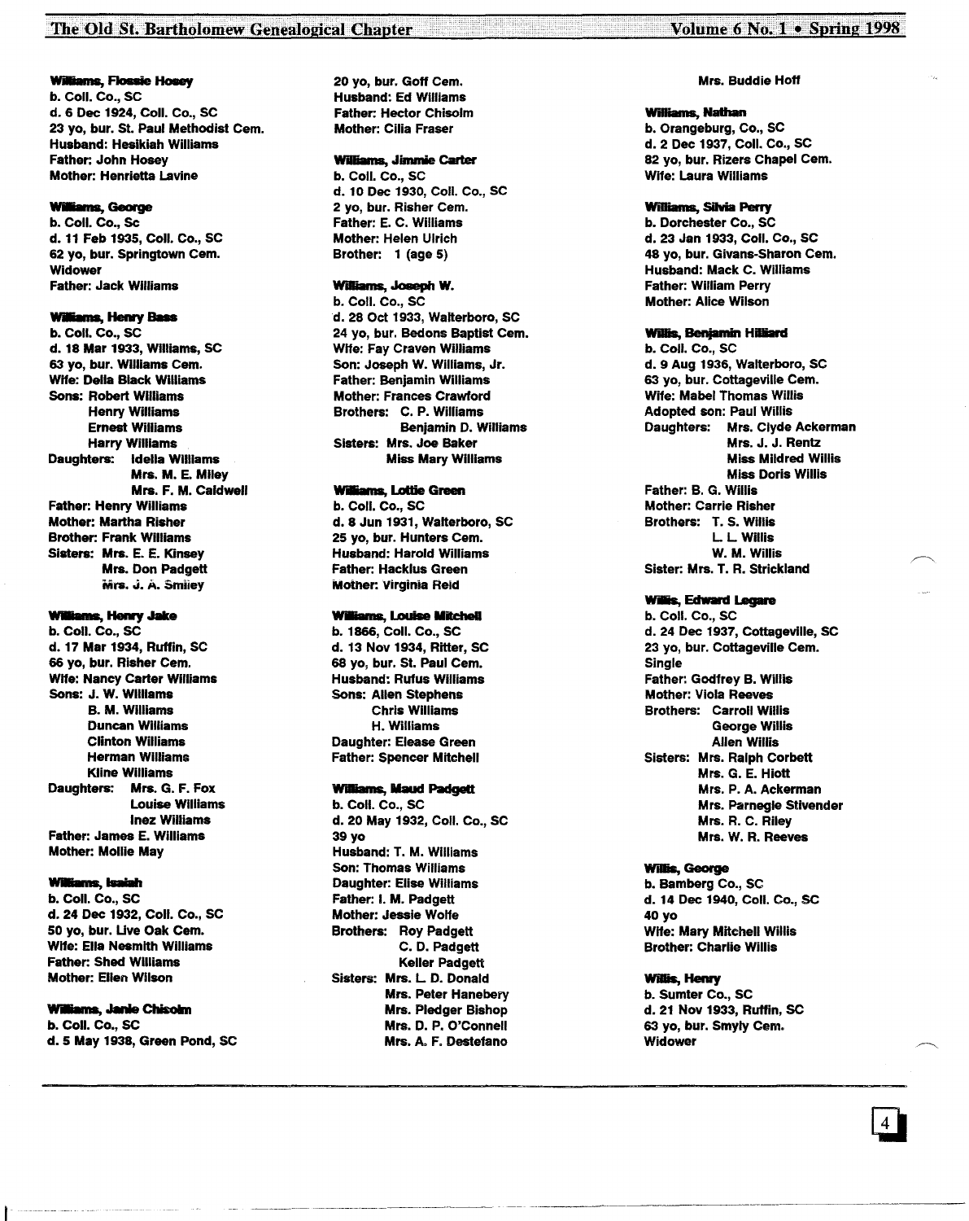**Williams, Flossie Hosey**
b. Coll. Co., SC
d. 6 Dec 1924, Coll. Co., SC
23 yo, bur. St. Paul Methodist Cem.
Husband: Hesikiah Williams
Father: John Hosey
Mother: Henrietta Lavine

**Williams, George**
b. Coll. Co., Sc
d. 11 Feb 1935, Coll. Co., SC
62 yo, bur. Springtown Cem.
Widower
Father: Jack Williams

**Williams, Henry Bass**
b. Coll. Co., SC
d. 18 Mar 1933, Williams, SC
63 yo, bur. Williams Cem.
Wife: Della Black Williams
Sons: Robert Williams
Henry Williams
Ernest Williams
Harry Williams
Daughters: Idella Williams
Mrs. M. E. Miley
Mrs. F. M. Caldwell
Father: Henry Williams
Mother: Martha Risher
Brother: Frank Williams
Sisters: Mrs. E. E. Kinsey
Mrs. Don Padgett
Mrs. J. A. Smiley

**Williams, Henry Jake**
b. Coll. Co., SC
d. 17 Mar 1934, Ruffin, SC
66 yo, bur. Risher Cem.
Wife: Nancy Carter Williams
Sons: J. W. Williams
B. M. Williams
Duncan Williams
Clinton Williams
Herman Williams
Kline Williams
Daughters: Mrs. G. F. Fox
Louise Williams
Inez Williams
Father: James E. Williams
Mother: Mollie May

**Williams, Isaiah**
b. Coll. Co., SC
d. 24 Dec 1932, Coll. Co., SC
50 yo, bur. Live Oak Cem.
Wife: Ella Nesmith Williams
Father: Shed Williams
Mother: Ellen Wilson

**Williams, Janie Chisolm**
b. Coll. Co., SC
d. 5 May 1938, Green Pond, SC
20 yo, bur. Goff Cem.
Husband: Ed Williams
Father: Hector Chisolm
Mother: Cilia Fraser

**Williams, Jimmie Carter**
b. Coll. Co., SC
d. 10 Dec 1930, Coll. Co., SC
2 yo, bur. Risher Cem.
Father: E. C. Williams
Mother: Helen Ulrich
Brother: 1 (age 5)

**Williams, Joseph W.**
b. Coll. Co., SC
d. 28 Oct 1933, Walterboro, SC
24 yo, bur. Bedons Baptist Cem.
Wife: Fay Craven Williams
Son: Joseph W. Williams, Jr.
Father: Benjamin Williams
Mother: Frances Crawford
Brothers: C. P. Williams
Benjamin D. Williams
Sisters: Mrs. Joe Baker
Miss Mary Williams

**Williams, Lottie Green**
b. Coll. Co., SC
d. 8 Jun 1931, Walterboro, SC
25 yo, bur. Hunters Cem.
Husband: Harold Williams
Father: Hacklus Green
Mother: Virginia Reid

**Williams, Louise Mitchell**
b. 1866, Coll. Co., SC
d. 13 Nov 1934, Ritter, SC
68 yo, bur. St. Paul Cem.
Husband: Rufus Williams
Sons: Allen Stephens
Chris Williams
H. Williams
Daughter: Elease Green
Father: Spencer Mitchell

**Williams, Maud Padgett**
b. Coll. Co., SC
d. 20 May 1932, Coll. Co., SC
39 yo
Husband: T. M. Williams
Son: Thomas Williams
Daughter: Elise Williams
Father: I. M. Padgett
Mother: Jessie Wolfe
Brothers: Roy Padgett
C. D. Padgett
Keller Padgett
Sisters: Mrs. L. D. Donald
Mrs. Peter Hanebery
Mrs. Pledger Bishop
Mrs. D. P. O'Connell
Mrs. A. F. Destefano
Mrs. Buddie Hoff

**Williams, Nathan**
b. Orangeburg, Co., SC
d. 2 Dec 1937, Coll. Co., SC
82 yo, bur. Rizers Chapel Cem.
Wife: Laura Williams

**Williams, Silvia Perry**
b. Dorchester Co., SC
d. 23 Jan 1933, Coll. Co., SC
48 yo, bur. Givans-Sharon Cem.
Husband: Mack C. Williams
Father: William Perry
Mother: Alice Wilson

**Willis, Benjamin Hilliard**
b. Coll. Co., SC
d. 9 Aug 1936, Walterboro, SC
63 yo, bur. Cottageville Cem.
Wife: Mabel Thomas Willis
Adopted son: Paul Willis
Daughters: Mrs. Clyde Ackerman
Mrs. J. J. Rentz
Miss Mildred Willis
Miss Doris Willis
Father: B. G. Willis
Mother: Carrie Risher
Brothers: T. S. Willis
L. L. Willis
W. M. Willis
Sister: Mrs. T. R. Strickland

**Willis, Edward Legare**
b. Coll. Co., SC
d. 24 Dec 1937, Cottageville, SC
23 yo, bur. Cottageville Cem.
Single
Father: Godfrey B. Willis
Mother: Viola Reeves
Brothers: Carroll Willis
George Willis
Allen Willis
Sisters: Mrs. Ralph Corbett
Mrs. G. E. Hiott
Mrs. P. A. Ackerman
Mrs. Parnegie Stivender
Mrs. R. C. Riley
Mrs. W. R. Reeves

**Willis, George**
b. Bamberg Co., SC
d. 14 Dec 1940, Coll. Co., SC
40 yo
Wife: Mary Mitchell Willis
Brother: Charlie Willis

**Willis, Henry**
b. Sumter Co., SC
d. 21 Nov 1933, Ruffin, SC
63 yo, bur. Smyly Cem.
Widower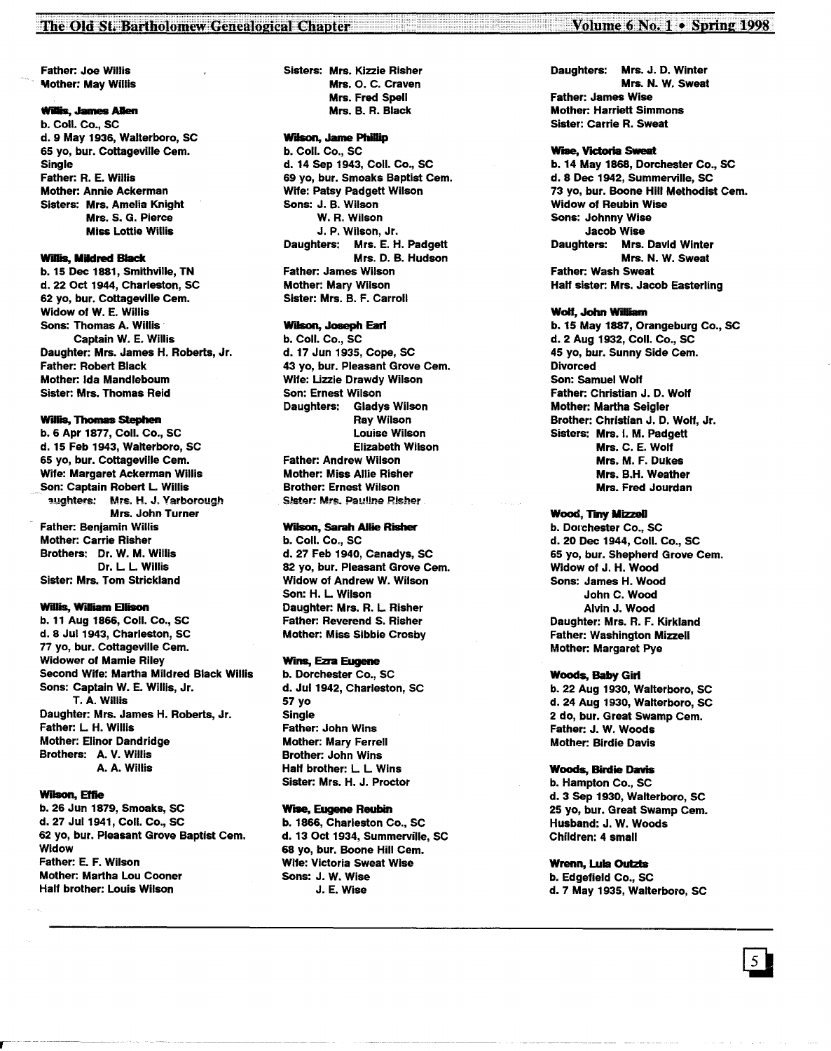Father: Joe Willis
Mother: May Willis

**Willis, James Allen**
b. Coll. Co., SC
d. 9 May 1936, Walterboro, SC
65 yo, bur. Cottageville Cem.
Single
Father: R. E. Willis
Mother: Annie Ackerman
Sisters: Mrs. Amelia Knight
Mrs. S. G. Pierce
Miss Lottie Willis

**Willis, Mildred Black**
b. 15 Dec 1881, Smithville, TN
d. 22 Oct 1944, Charleston, SC
62 yo, bur. Cottageville Cem.
Widow of W. E. Willis
Sons: Thomas A. Willis
Captain W. E. Willis
Daughter: Mrs. James H. Roberts, Jr.
Father: Robert Black
Mother: Ida Mandleboum
Sister: Mrs. Thomas Reid

**Willis, Thomas Stephen**
b. 6 Apr 1877, Coll. Co., SC
d. 15 Feb 1943, Walterboro, SC
65 yo, bur. Cottageville Cem.
Wife: Margaret Ackerman Willis
Son: Captain Robert L. Willis
Daughters: Mrs. H. J. Yarborough
Mrs. John Turner
Father: Benjamin Willis
Mother: Carrie Risher
Brothers: Dr. W. M. Willis
Dr. L. L. Willis
Sister: Mrs. Tom Strickland

**Willis, William Ellison**
b. 11 Aug 1866, Coll. Co., SC
d. 8 Jul 1943, Charleston, SC
77 yo, bur. Cottageville Cem.
Widower of Mamie Riley
Second Wife: Martha Mildred Black Willis
Sons: Captain W. E. Willis, Jr.
T. A. Willis
Daughter: Mrs. James H. Roberts, Jr.
Father: L. H. Willis
Mother: Elinor Dandridge
Brothers: A. V. Willis
A. A. Willis

**Wilson, Effie**
b. 26 Jun 1879, Smoaks, SC
d. 27 Jul 1941, Coll. Co., SC
62 yo, bur. Pleasant Grove Baptist Cem.
Widow
Father: E. F. Wilson
Mother: Martha Lou Cooner
Half brother: Louis Wilson
Sisters: Mrs. Kizzie Risher
Mrs. O. C. Craven
Mrs. Fred Spell
Mrs. B. R. Black

**Wilson, Jame Phillip**
b. Coll. Co., SC
d. 14 Sep 1943, Coll. Co., SC
69 yo, bur. Smoaks Baptist Cem.
Wife: Patsy Padgett Wilson
Sons: J. B. Wilson
W. R. Wilson
J. P. Wilson, Jr.
Daughters: Mrs. E. H. Padgett
Mrs. D. B. Hudson
Father: James Wilson
Mother: Mary Wilson
Sister: Mrs. B. F. Carroll

**Wilson, Joseph Earl**
b. Coll. Co., SC
d. 17 Jun 1935, Cope, SC
43 yo, bur. Pleasant Grove Cem.
Wife: Lizzie Drawdy Wilson
Son: Ernest Wilson
Daughters: Gladys Wilson
Ray Wilson
Louise Wilson
Elizabeth Wilson
Father: Andrew Wilson
Mother: Miss Allie Risher
Brother: Ernest Wilson
Sister: Mrs. Pauline Risher

**Wilson, Sarah Allie Risher**
b. Coll. Co., SC
d. 27 Feb 1940, Canadys, SC
82 yo, bur. Pleasant Grove Cem.
Widow of Andrew W. Wilson
Son: H. L. Wilson
Daughter: Mrs. R. L. Risher
Father: Reverend S. Risher
Mother: Miss Sibbie Crosby

**Wins, Ezra Eugene**
b. Dorchester Co., SC
d. Jul 1942, Charleston, SC
57 yo
Single
Father: John Wins
Mother: Mary Ferrell
Brother: John Wins
Half brother: L. L. Wins
Sister: Mrs. H. J. Proctor

**Wise, Eugene Reubin**
b. 1866, Charleston Co., SC
d. 13 Oct 1934, Summerville, SC
68 yo, bur. Boone Hill Cem.
Wife: Victoria Sweat Wise
Sons: J. W. Wise
J. E. Wise
Daughters: Mrs. J. D. Winter
Mrs. N. W. Sweat
Father: James Wise
Mother: Harriett Simmons
Sister: Carrie R. Sweat

**Wise, Victoria Sweat**
b. 14 May 1868, Dorchester Co., SC
d. 8 Dec 1942, Summerville, SC
73 yo, bur. Boone Hill Methodist Cem.
Widow of Reubin Wise
Sons: Johnny Wise
Jacob Wise
Daughters: Mrs. David Winter
Mrs. N. W. Sweat
Father: Wash Sweat
Half sister: Mrs. Jacob Easterling

**Wolf, John William**
b. 15 May 1887, Orangeburg Co., SC
d. 2 Aug 1932, Coll. Co., SC
45 yo, bur. Sunny Side Cem.
Divorced
Son: Samuel Wolf
Father: Christian J. D. Wolf
Mother: Martha Seigler
Brother: Christian J. D. Wolf, Jr.
Sisters: Mrs. I. M. Padgett
Mrs. C. E. Wolf
Mrs. M. F. Dukes
Mrs. B.H. Weather
Mrs. Fred Jourdan

**Wood, Tiny Mizzell**
b. Dorchester Co., SC
d. 20 Dec 1944, Coll. Co., SC
65 yo, bur. Shepherd Grove Cem.
Widow of J. H. Wood
Sons: James H. Wood
John C. Wood
Alvin J. Wood
Daughter: Mrs. R. F. Kirkland
Father: Washington Mizzell
Mother: Margaret Pye

**Woods, Baby Girl**
b. 22 Aug 1930, Walterboro, SC
d. 24 Aug 1930, Walterboro, SC
2 do, bur. Great Swamp Cem.
Father: J. W. Woods
Mother: Birdie Davis

**Woods, Birdie Davis**
b. Hampton Co., SC
d. 3 Sep 1930, Walterboro, SC
25 yo, bur. Great Swamp Cem.
Husband: J. W. Woods
Children: 4 small

**Wrenn, Lula Outzts**
b. Edgefield Co., SC
d. 7 May 1935, Walterboro, SC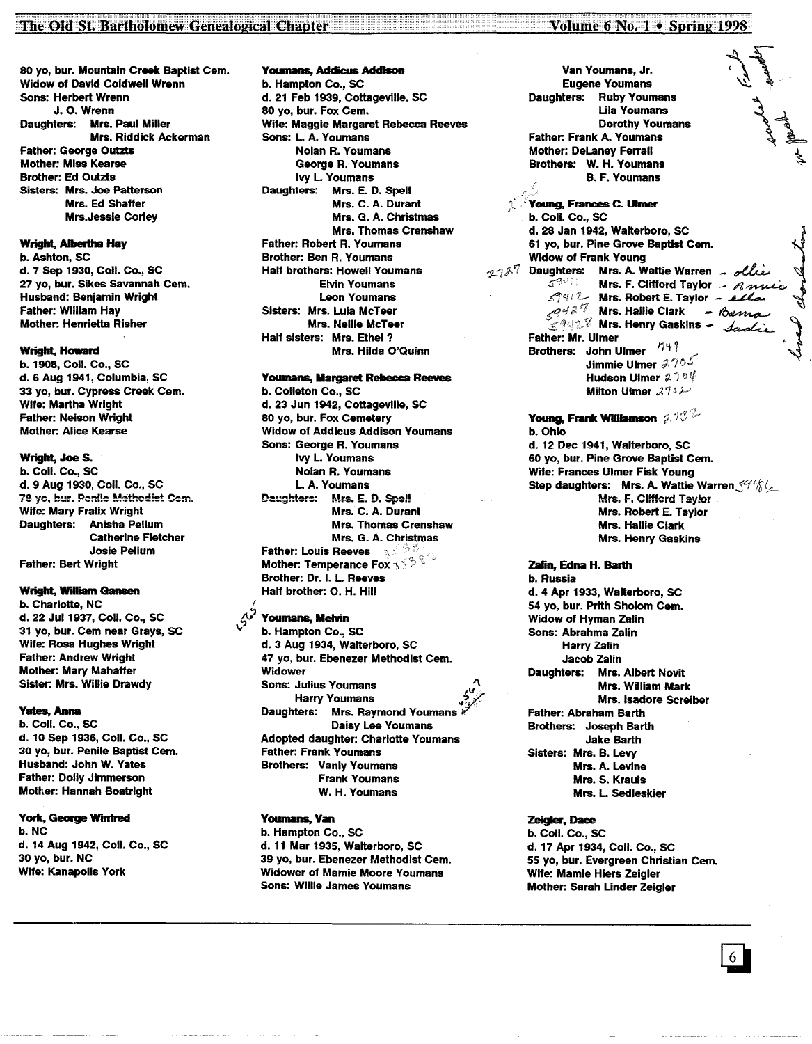80 yo, bur. Mountain Creek Baptist Cem.
Widow of David Coldwell Wrenn
Sons: Herbert Wrenn
J. O. Wrenn
Daughters: Mrs. Paul Miller
Mrs. Riddick Ackerman
Father: George Outzts
Mother: Miss Kearse
Brother: Ed Outzts
Sisters: Mrs. Joe Patterson
Mrs. Ed Shaffer
Mrs.Jessie Corley

**Wright, Albertha Hay**
b. Ashton, SC
d. 7 Sep 1930, Coll. Co., SC
27 yo, bur. Sikes Savannah Cem.
Husband: Benjamin Wright
Father: William Hay
Mother: Henrietta Risher

**Wright, Howard**
b. 1908, Coll. Co., SC
d. 6 Aug 1941, Columbia, SC
33 yo, bur. Cypress Creek Cem.
Wife: Martha Wright
Father: Nelson Wright
Mother: Alice Kearse

**Wright, Joe S.**
b. Coll. Co., SC
d. 9 Aug 1930, Coll. Co., SC
78 yo, bur. Penile Methodist Cem.
Wife: Mary Fralix Wright
Daughters: Anisha Pellum
Catherine Fletcher
Josie Pellum
Father: Bert Wright

**Wright, William Gansen**
b. Charlotte, NC
d. 22 Jul 1937, Coll. Co., SC
31 yo, bur. Cem near Grays, SC
Wife: Rosa Hughes Wright
Father: Andrew Wright
Mother: Mary Mahaffer
Sister: Mrs. Willie Drawdy

**Yates, Anna**
b. Coll. Co., SC
d. 10 Sep 1936, Coll. Co., SC
30 yo, bur. Penile Baptist Cem.
Husband: John W. Yates
Father: Dolly Jimmerson
Mother: Hannah Boatright

**York, George Winfred**
b. NC
d. 14 Aug 1942, Coll. Co., SC
30 yo, bur. NC
Wife: Kanapolis York

**Youmans, Addicus Addison**
b. Hampton Co., SC
d. 21 Feb 1939, Cottageville, SC
80 yo, bur. Fox Cem.
Wife: Maggie Margaret Rebecca Reeves
Sons: L. A. Youmans
Nolan R. Youmans
George R. Youmans
Ivy L. Youmans
Daughters: Mrs. E. D. Spell
Mrs. C. A. Durant
Mrs. G. A. Christmas
Mrs. Thomas Crenshaw
Father: Robert R. Youmans
Brother: Ben R. Youmans
Half brothers: Howell Youmans
Elvin Youmans
Leon Youmans
Sisters: Mrs. Lula McTeer
Mrs. Nellie McTeer
Half sisters: Mrs. Ethel ?
Mrs. Hilda O'Quinn

**Youmans, Margaret Rebecca Reeves**
b. Colleton Co., SC
d. 23 Jun 1942, Cottageville, SC
80 yo, bur. Fox Cemetery
Widow of Addicus Addison Youmans
Sons: George R. Youmans
Ivy L. Youmans
Nolan R. Youmans
L. A. Youmans
Daughters: Mrs. E. D. Spell
Mrs. C. A. Durant
Mrs. Thomas Crenshaw
Mrs. G. A. Christmas
Father: Louis Reeves
Mother: Temperance Fox
Brother: Dr. I. L. Reeves
Half brother: O. H. Hill

**Youmans, Melvin**
b. Hampton Co., SC
d. 3 Aug 1934, Walterboro, SC
47 yo, bur. Ebenezer Methodist Cem.
Widower
Sons: Julius Youmans
Harry Youmans
Daughters: Mrs. Raymond Youmans
Daisy Lee Youmans
Adopted daughter: Charlotte Youmans
Father: Frank Youmans
Brothers: Vanly Youmans
Frank Youmans
W. H. Youmans

**Youmans, Van**
b. Hampton Co., SC
d. 11 Mar 1935, Walterboro, SC
39 yo, bur. Ebenezer Methodist Cem.
Widower of Mamie Moore Youmans
Sons: Willie James Youmans
Van Youmans, Jr.
Eugene Youmans
Daughters: Ruby Youmans
Lila Youmans
Dorothy Youmans
Father: Frank A. Youmans
Mother: DeLaney Ferrall
Brothers: W. H. Youmans
B. F. Youmans

**Young, Frances C. Ulmer**
b. Coll. Co., SC
d. 28 Jan 1942, Walterboro, SC
61 yo, bur. Pine Grove Baptist Cem.
Widow of Frank Young
Daughters: Mrs. A. Wattie Warren
Mrs. F. Clifford Taylor
Mrs. Robert E. Taylor
Mrs. Hallie Clark
Mrs. Henry Gaskins
Father: Mr. Ulmer
Brothers: John Ulmer
Jimmie Ulmer
Hudson Ulmer
Milton Ulmer

**Young, Frank Williamson**
b. Ohio
d. 12 Dec 1941, Walterboro, SC
60 yo, bur. Pine Grove Baptist Cem.
Wife: Frances Ulmer Fisk Young
Step daughters: Mrs. A. Wattie Warren
Mrs. F. Clifford Taylor
Mrs. Robert E. Taylor
Mrs. Hallie Clark
Mrs. Henry Gaskins

**Zalin, Edna H. Barth**
b. Russia
d. 4 Apr 1933, Walterboro, SC
54 yo, bur. Prith Sholom Cem.
Widow of Hyman Zalin
Sons: Abrahma Zalin
Harry Zalin
Jacob Zalin
Daughters: Mrs. Albert Novit
Mrs. William Mark
Mrs. Isadore Screiber
Father: Abraham Barth
Brothers: Joseph Barth
Jake Barth
Sisters: Mrs. B. Levy
Mrs. A. Levine
Mrs. S. Krauis
Mrs. L. Sedleskier

**Zeigler, Dace**
b. Coll. Co., SC
d. 17 Apr 1934, Coll. Co., SC
55 yo, bur. Evergreen Christian Cem.
Wife: Mamie Hiers Zeigler
Mother: Sarah Linder Zeigler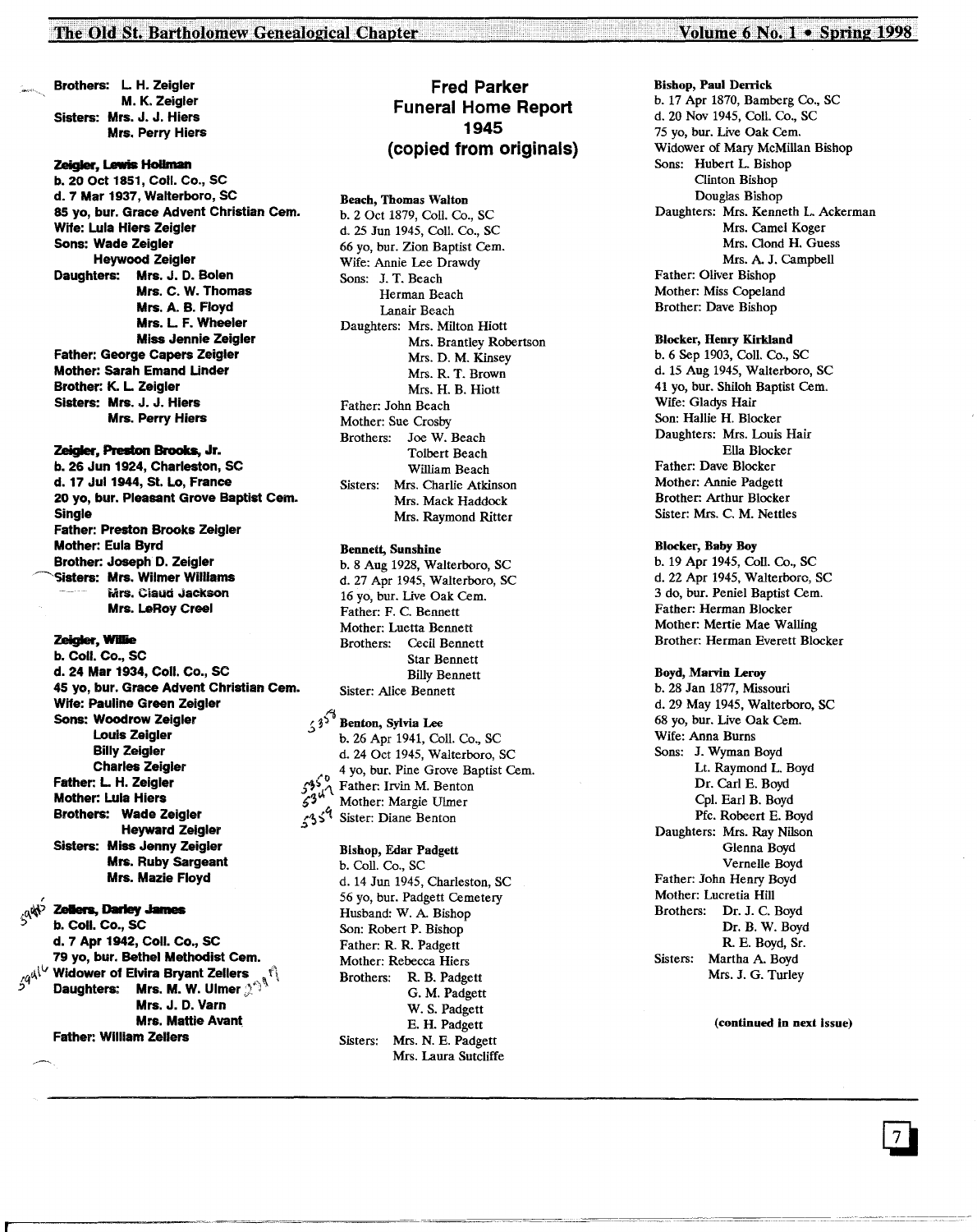Brothers: L. H. Zeigler
M. K. Zeigler
Sisters: Mrs. J. J. Hiers
Mrs. Perry Hiers

**Zeigler, Lewis Hollman**
b. 20 Oct 1851, Coll. Co., SC
d. 7 Mar 1937, Walterboro, SC
85 yo, bur. Grace Advent Christian Cem.
Wife: Lula Hiers Zeigler
Sons: Wade Zeigler
Heywood Zeigler
Daughters: Mrs. J. D. Bolen
Mrs. C. W. Thomas
Mrs. A. B. Floyd
Mrs. L. F. Wheeler
Miss Jennie Zeigler
Father: George Capers Zeigler
Mother: Sarah Emand Linder
Brother: K. L. Zeigler
Sisters: Mrs. J. J. Hiers
Mrs. Perry Hiers

**Zeigler, Preston Brooks, Jr.**
b. 26 Jun 1924, Charleston, SC
d. 17 Jul 1944, St. Lo, France
20 yo, bur. Pleasant Grove Baptist Cem.
Single
Father: Preston Brooks Zeigler
Mother: Eula Byrd
Brother: Joseph D. Zeigler
Sisters: Mrs. Wilmer Williams
Mrs. Claud Jackson
Mrs. LeRoy Creel

**Zeigler, Willie**
b. Coll. Co., SC
d. 24 Mar 1934, Coll. Co., SC
45 yo, bur. Grace Advent Christian Cem.
Wife: Pauline Green Zeigler
Sons: Woodrow Zeigler
Louis Zeigler
Billy Zeigler
Charles Zeigler
Father: L. H. Zeigler
Mother: Lula Hiers
Brothers: Wade Zeigler
Heyward Zeigler
Sisters: Miss Jenny Zeigler
Mrs. Ruby Sargeant
Mrs. Mazie Floyd

**Zellers, Darley James**
b. Coll. Co., SC
d. 7 Apr 1942, Coll. Co., SC
79 yo, bur. Bethel Methodist Cem.
Widower of Elvira Bryant Zellers
Daughters: Mrs. M. W. Ulmer
Mrs. J. D. Varn
Mrs. Mattie Avant
Father: William Zellers

## Fred Parker Funeral Home Report 1945 (copied from originals)

**Beach, Thomas Walton**
b. 2 Oct 1879, Coll. Co., SC
d. 25 Jun 1945, Coll. Co., SC
66 yo, bur. Zion Baptist Cem.
Wife: Annie Lee Drawdy
Sons: J. T. Beach
Herman Beach
Lanair Beach
Daughters: Mrs. Milton Hiott
Mrs. Brantley Robertson
Mrs. D. M. Kinsey
Mrs. R. T. Brown
Mrs. H. B. Hiott
Father: John Beach
Mother: Sue Crosby
Brothers: Joe W. Beach
Tolbert Beach
William Beach
Sisters: Mrs. Charlie Atkinson
Mrs. Mack Haddock
Mrs. Raymond Ritter

**Bennett, Sunshine**
b. 8 Aug 1928, Walterboro, SC
d. 27 Apr 1945, Walterboro, SC
16 yo, bur. Live Oak Cem.
Father: F. C. Bennett
Mother: Luetta Bennett
Brothers: Cecil Bennett
Star Bennett
Billy Bennett
Sister: Alice Bennett

**Benton, Sylvia Lee**
b. 26 Apr 1941, Coll. Co., SC
d. 24 Oct 1945, Walterboro, SC
4 yo, bur. Pine Grove Baptist Cem.
Father: Irvin M. Benton
Mother: Margie Ulmer
Sister: Diane Benton

**Bishop, Edar Padgett**
b. Coll. Co., SC
d. 14 Jun 1945, Charleston, SC
56 yo, bur. Padgett Cemetery
Husband: W. A. Bishop
Son: Robert P. Bishop
Father: R. R. Padgett
Mother: Rebecca Hiers
Brothers: R. B. Padgett
G. M. Padgett
W. S. Padgett
E. H. Padgett
Sisters: Mrs. N. E. Padgett
Mrs. Laura Sutcliffe

**Bishop, Paul Derrick**
b. 17 Apr 1870, Bamberg Co., SC
d. 20 Nov 1945, Coll. Co., SC
75 yo, bur. Live Oak Cem.
Widower of Mary McMillan Bishop
Sons: Hubert L. Bishop
Clinton Bishop
Douglas Bishop
Daughters: Mrs. Kenneth L. Ackerman
Mrs. Camel Koger
Mrs. Clond H. Guess
Mrs. A. J. Campbell
Father: Oliver Bishop
Mother: Miss Copeland
Brother: Dave Bishop

**Blocker, Henry Kirkland**
b. 6 Sep 1903, Coll. Co., SC
d. 15 Aug 1945, Walterboro, SC
41 yo, bur. Shiloh Baptist Cem.
Wife: Gladys Hair
Son: Hallie H. Blocker
Daughters: Mrs. Louis Hair
Ella Blocker
Father: Dave Blocker
Mother: Annie Padgett
Brother: Arthur Blocker
Sister: Mrs. C. M. Nettles

**Blocker, Baby Boy**
b. 19 Apr 1945, Coll. Co., SC
d. 22 Apr 1945, Walterboro, SC
3 do, bur. Peniel Baptist Cem.
Father: Herman Blocker
Mother: Mertie Mae Walling
Brother: Herman Everett Blocker

**Boyd, Marvin Leroy**
b. 28 Jan 1877, Missouri
d. 29 May 1945, Walterboro, SC
68 yo, bur. Live Oak Cem.
Wife: Anna Burns
Sons: J. Wyman Boyd
Lt. Raymond L. Boyd
Dr. Carl E. Boyd
Cpl. Earl B. Boyd
Pfc. Robeert E. Boyd
Daughters: Mrs. Ray Nilson
Glenna Boyd
Vernelle Boyd
Father: John Henry Boyd
Mother: Lucretia Hill
Brothers: Dr. J. C. Boyd
Dr. B. W. Boyd
R. E. Boyd, Sr.
Sisters: Martha A. Boyd
Mrs. J. G. Turley

(continued in next issue)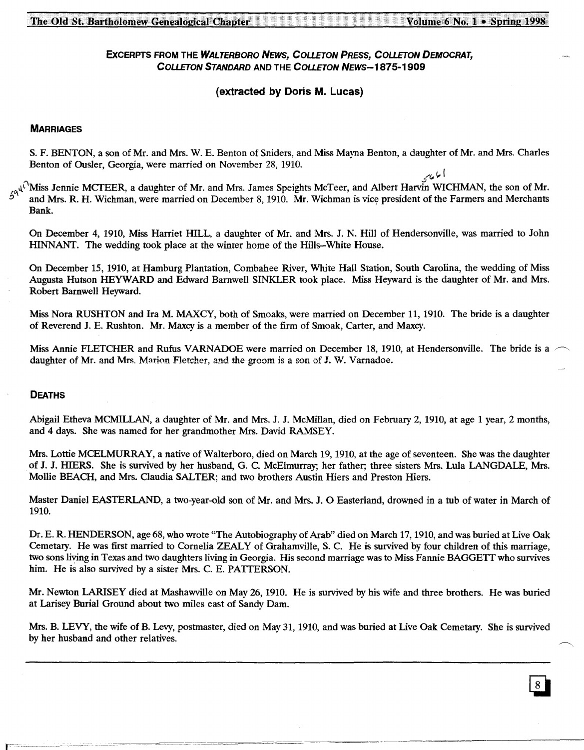### EXCERPTS FROM THE *WALTERBORO NEWS*, *COLLETON PRESS*, *COLLETON DEMOCRAT*, *COLLETON STANDARD* AND THE *COLLETON NEWS*--1875-1909

**(extracted by Doris M. Lucas)**

#### MARRIAGES

S. F. BENTON, a son of Mr. and Mrs. W. E. Benton of Sniders, and Miss Mayna Benton, a daughter of Mr. and Mrs. Charles Benton of Ousler, Georgia, were married on November 28, 1910.

Miss Jennie MCTEER, a daughter of Mr. and Mrs. James Speights McTeer, and Albert Harvin WICHMAN, the son of Mr. and Mrs. R. H. Wichman, were married on December 8, 1910. Mr. Wichman is vice president of the Farmers and Merchants Bank.

On December 4, 1910, Miss Harriet HILL, a daughter of Mr. and Mrs. J. N. Hill of Hendersonville, was married to John HINNANT. The wedding took place at the winter home of the Hills--White House.

On December 15, 1910, at Hamburg Plantation, Combahee River, White Hall Station, South Carolina, the wedding of Miss Augusta Hutson HEYWARD and Edward Barnwell SINKLER took place. Miss Heyward is the daughter of Mr. and Mrs. Robert Barnwell Heyward.

Miss Nora RUSHTON and Ira M. MAXCY, both of Smoaks, were married on December 11, 1910. The bride is a daughter of Reverend J. E. Rushton. Mr. Maxcy is a member of the firm of Smoak, Carter, and Maxcy.

Miss Annie FLETCHER and Rufus VARNADOE were married on December 18, 1910, at Hendersonville. The bride is a daughter of Mr. and Mrs. Marion Fletcher, and the groom is a son of J. W. Varnadoe.

#### DEATHS

Abigail Etheva MCMILLAN, a daughter of Mr. and Mrs. J. J. McMillan, died on February 2, 1910, at age 1 year, 2 months, and 4 days. She was named for her grandmother Mrs. David RAMSEY.

Mrs. Lottie MCELMURRAY, a native of Walterboro, died on March 19, 1910, at the age of seventeen. She was the daughter of J. J. HIERS. She is survived by her husband, G. C. McElmurray; her father; three sisters Mrs. Lula LANGDALE, Mrs. Mollie BEACH, and Mrs. Claudia SALTER; and two brothers Austin Hiers and Preston Hiers.

Master Daniel EASTERLAND, a two-year-old son of Mr. and Mrs. J. O Easterland, drowned in a tub of water in March of 1910.

Dr. E. R. HENDERSON, age 68, who wrote "The Autobiography of Arab" died on March 17, 1910, and was buried at Live Oak Cemetary. He was first married to Cornelia ZEALY of Grahamville, S. C. He is survived by four children of this marriage, two sons living in Texas and two daughters living in Georgia. His second marriage was to Miss Fannie BAGGETT who survives him. He is also survived by a sister Mrs. C. E. PATTERSON.

Mr. Newton LARISEY died at Mashawville on May 26, 1910. He is survived by his wife and three brothers. He was buried at Larisey Burial Ground about two miles east of Sandy Dam.

Mrs. B. LEVY, the wife of B. Levy, postmaster, died on May 31, 1910, and was buried at Live Oak Cemetary. She is survived by her husband and other relatives.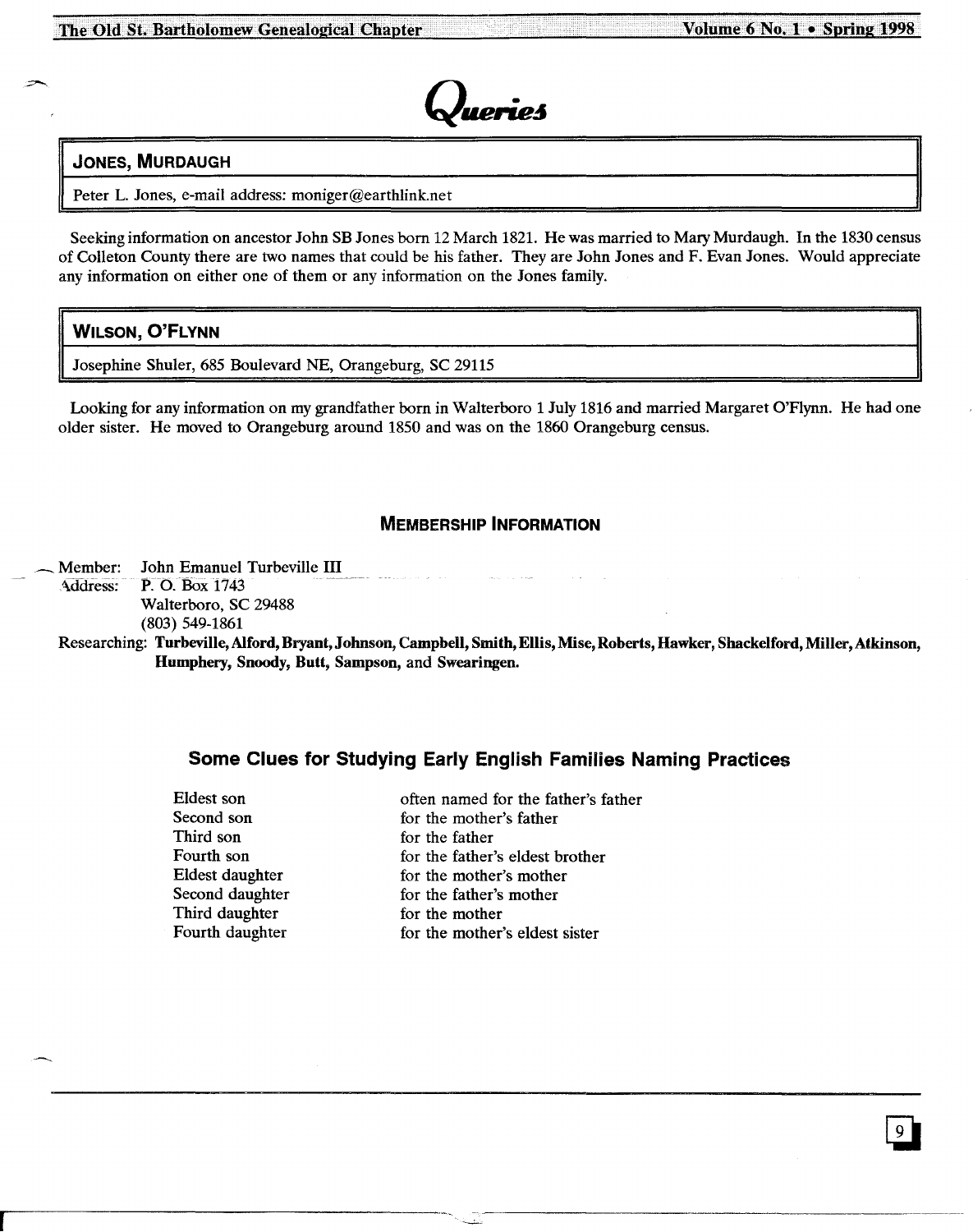# *Queries*

## JONES, MURDAUGH

Peter L. Jones, e-mail address: moniger@earthlink.net

Seeking information on ancestor John SB Jones born 12 March 1821. He was married to Mary Murdaugh. In the 1830 census of Colleton County there are two names that could be his father. They are John Jones and F. Evan Jones. Would appreciate any information on either one of them or any information on the Jones family.

## WILSON, O'FLYNN

Josephine Shuler, 685 Boulevard NE, Orangeburg, SC 29115

Looking for any information on my grandfather born in Walterboro 1 July 1816 and married Margaret O'Flynn. He had one older sister. He moved to Orangeburg around 1850 and was on the 1860 Orangeburg census.

## MEMBERSHIP INFORMATION

Member: John Emanuel Turbeville III
Address: P. O. Box 1743
Walterboro, SC 29488
(803) 549-1861

Researching: **Turbeville, Alford, Bryant, Johnson, Campbell, Smith, Ellis, Mise, Roberts, Hawker, Shackelford, Miller, Atkinson, Humphery, Snoody, Butt, Sampson,** and **Swearingen.**

## Some Clues for Studying Early English Families Naming Practices

| | |
|---|---|
| Eldest son | often named for the father's father |
| Second son | for the mother's father |
| Third son | for the father |
| Fourth son | for the father's eldest brother |
| Eldest daughter | for the mother's mother |
| Second daughter | for the father's mother |
| Third daughter | for the mother |
| Fourth daughter | for the mother's eldest sister |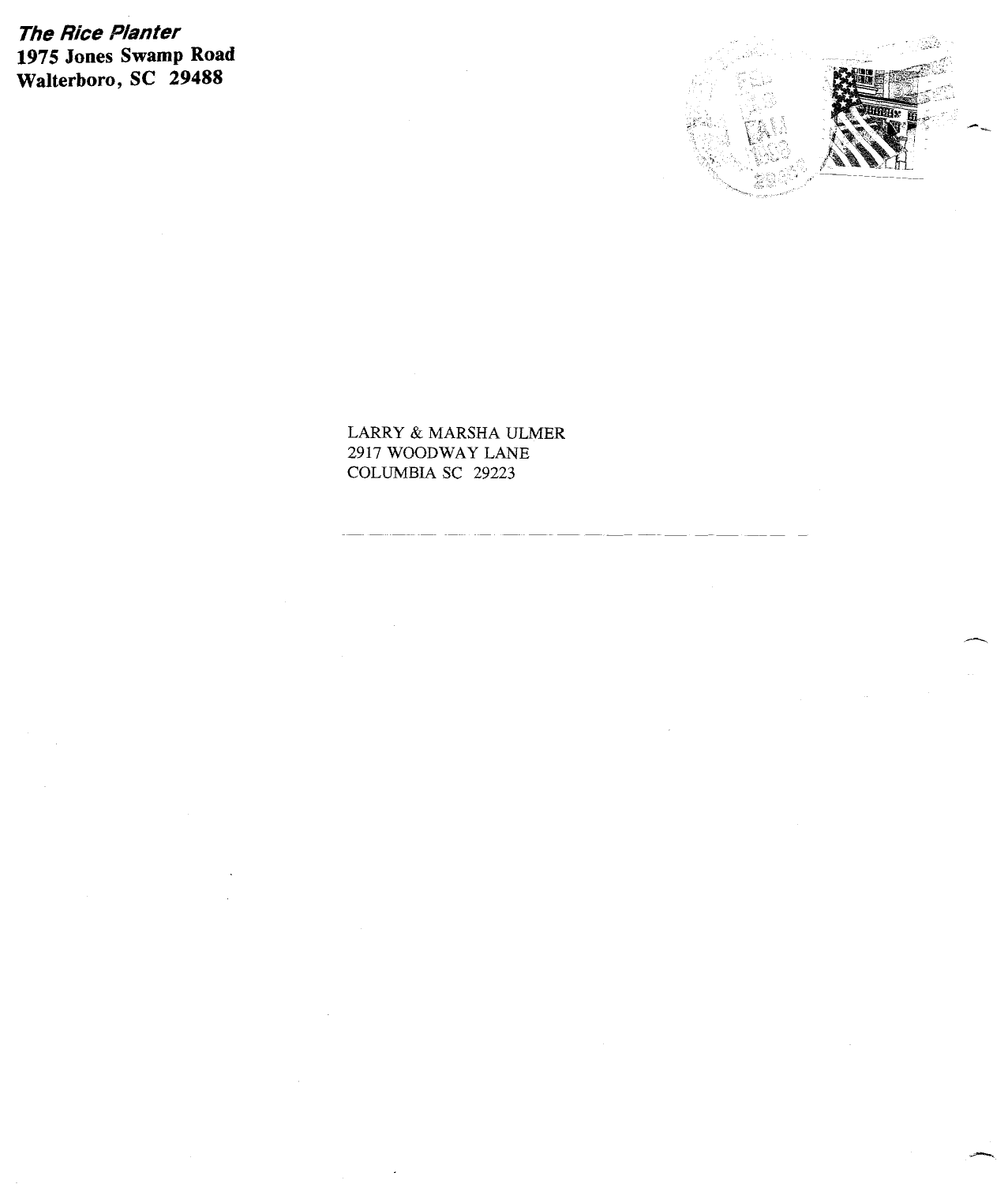***The Rice Planter***
**1975 Jones Swamp Road**
**Walterboro, SC 29488**

LARRY & MARSHA ULMER
2917 WOODWAY LANE
COLUMBIA SC 29223